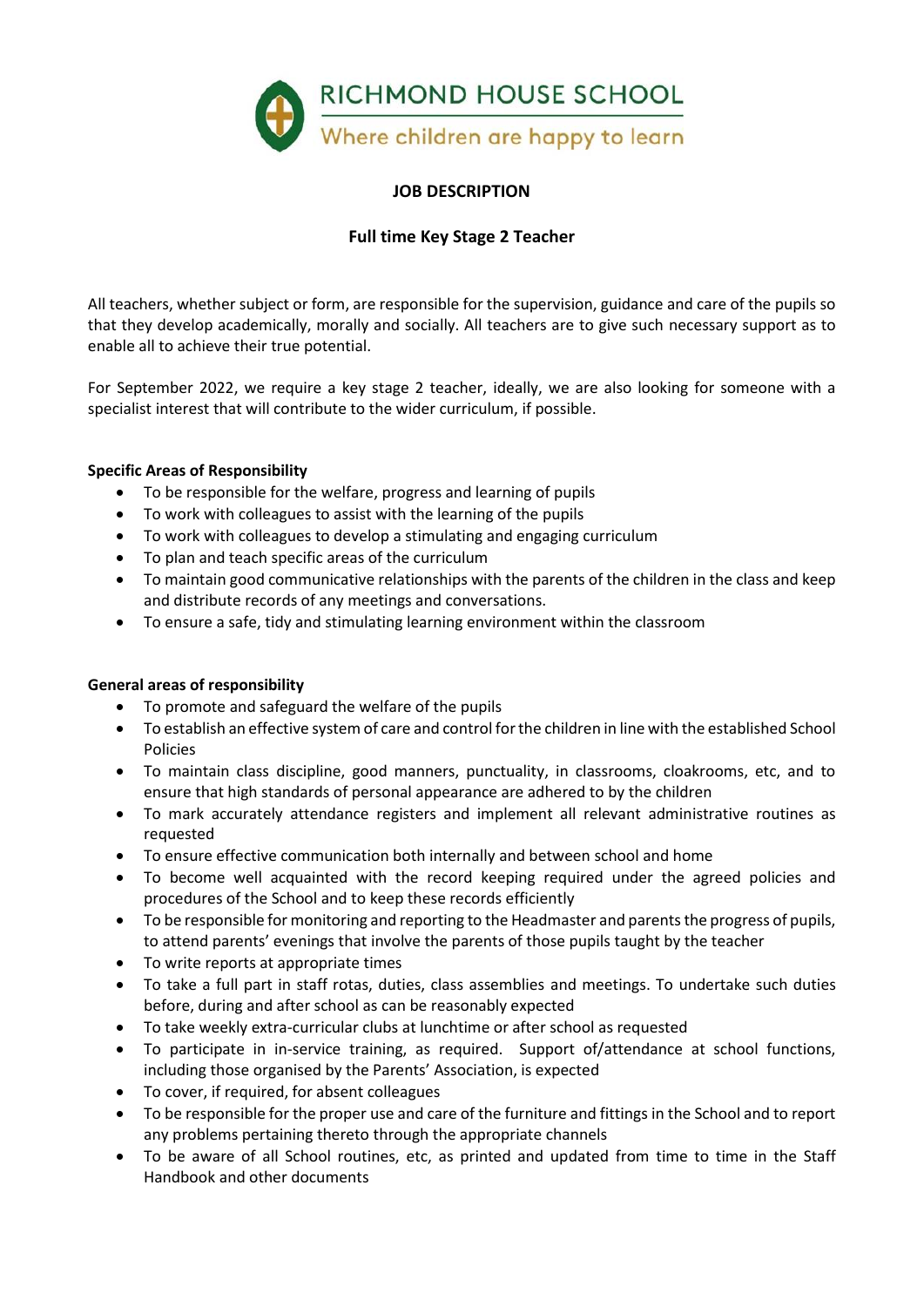RICHMOND HOUSE SCHOOL

Where children are happy to learn

# JOB DESCRIPTION

## Full time Key Stage 2 Teacher

All teachers, whether subject or form, are responsible for the supervision, guidance and care of the pupils so that they develop academically, morally and socially. All teachers are to give such necessary support as to enable all to achieve their true potential.

For September 2022, we require a key stage 2 teacher, ideally, we are also looking for someone with a specialist interest that will contribute to the wider curriculum, if possible.

### Specific Areas of Responsibility

- To be responsible for the welfare, progress and learning of pupils
- To work with colleagues to assist with the learning of the pupils
- To work with colleagues to develop a stimulating and engaging curriculum
- To plan and teach specific areas of the curriculum
- To maintain good communicative relationships with the parents of the children in the class and keep and distribute records of any meetings and conversations.
- To ensure a safe, tidy and stimulating learning environment within the classroom

### General areas of responsibility

- To promote and safeguard the welfare of the pupils
- To establish an effective system of care and control for the children in line with the established School Policies
- To maintain class discipline, good manners, punctuality, in classrooms, cloakrooms, etc, and to ensure that high standards of personal appearance are adhered to by the children
- To mark accurately attendance registers and implement all relevant administrative routines as requested
- To ensure effective communication both internally and between school and home
- To become well acquainted with the record keeping required under the agreed policies and procedures of the School and to keep these records efficiently
- To be responsible for monitoring and reporting to the Headmaster and parents the progress of pupils, to attend parents' evenings that involve the parents of those pupils taught by the teacher
- To write reports at appropriate times
- To take a full part in staff rotas, duties, class assemblies and meetings. To undertake such duties before, during and after school as can be reasonably expected
- To take weekly extra-curricular clubs at lunchtime or after school as requested
- To participate in in-service training, as required. Support of/attendance at school functions, including those organised by the Parents' Association, is expected
- To cover, if required, for absent colleagues
- To be responsible for the proper use and care of the furniture and fittings in the School and to report any problems pertaining thereto through the appropriate channels
- To be aware of all School routines, etc, as printed and updated from time to time in the Staff Handbook and other documents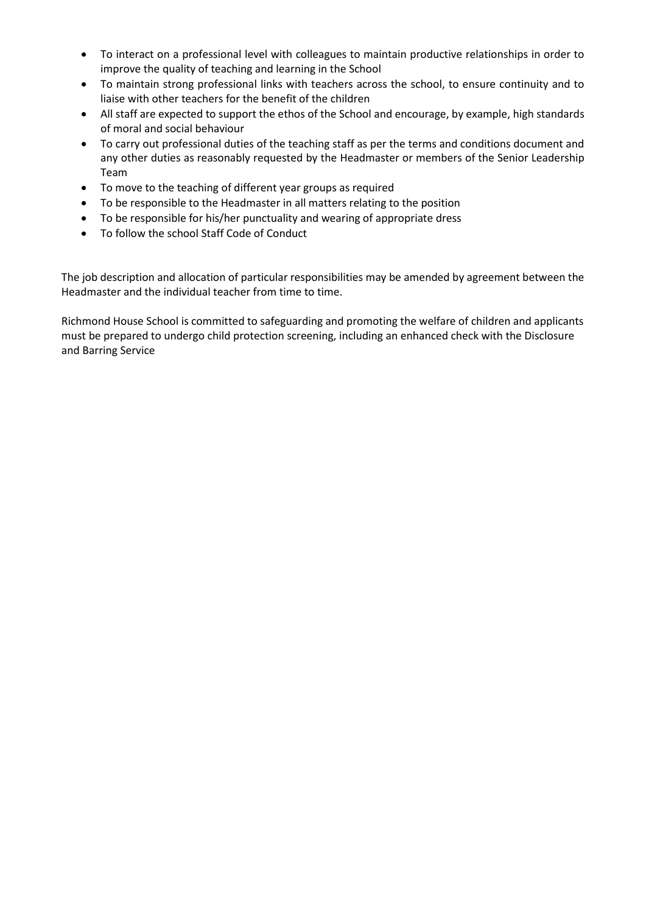- To interact on a professional level with colleagues to maintain productive relationships in order to improve the quality of teaching and learning in the School
- To maintain strong professional links with teachers across the school, to ensure continuity and to liaise with other teachers for the benefit of the children
- All staff are expected to support the ethos of the School and encourage, by example, high standards of moral and social behaviour
- To carry out professional duties of the teaching staff as per the terms and conditions document and any other duties as reasonably requested by the Headmaster or members of the Senior Leadership Team
- To move to the teaching of different year groups as required
- To be responsible to the Headmaster in all matters relating to the position
- To be responsible for his/her punctuality and wearing of appropriate dress
- To follow the school Staff Code of Conduct

The job description and allocation of particular responsibilities may be amended by agreement between the Headmaster and the individual teacher from time to time.

Richmond House School is committed to safeguarding and promoting the welfare of children and applicants must be prepared to undergo child protection screening, including an enhanced check with the Disclosure and Barring Service